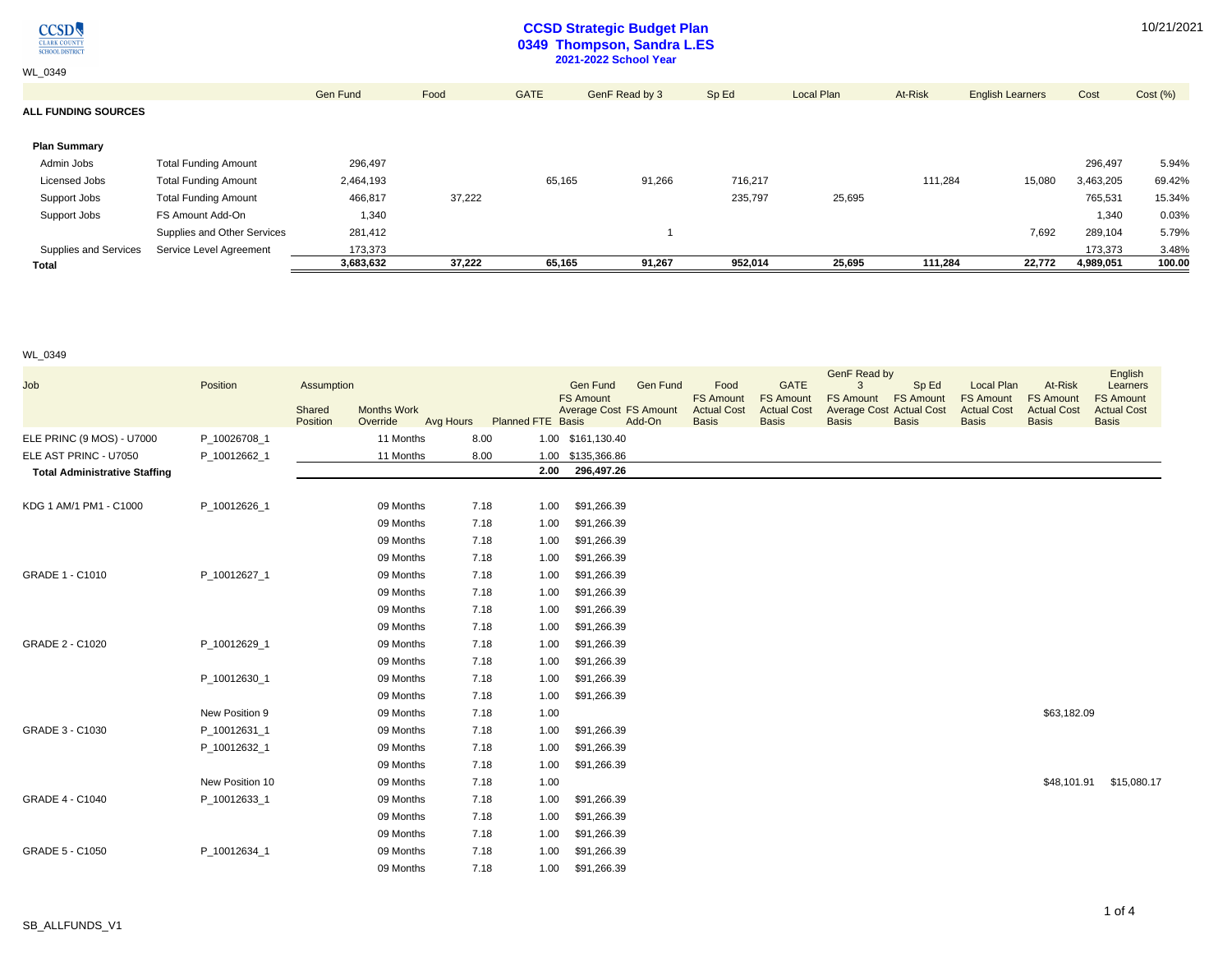# CCSD Strategic Budget Plan
## 0349 Thompson, Sandra L.ES
### 2021-2022 School Year

10/21/2021

WL_0349

**ALL FUNDING SOURCES**

| | | Gen Fund | Food | GATE | GenF Read by 3 | Sp Ed | Local Plan | At-Risk | English Learners | Cost | Cost (%) |
|---|---|---|---|---|---|---|---|---|---|---|---|
| **Plan Summary** | | | | | | | | | | | |
| Admin Jobs | Total Funding Amount | 296,497 | | | | | | | | 296,497 | 5.94% |
| Licensed Jobs | Total Funding Amount | 2,464,193 | | 65,165 | 91,266 | 716,217 | | 111,284 | 15,080 | 3,463,205 | 69.42% |
| Support Jobs | Total Funding Amount | 466,817 | 37,222 | | | 235,797 | 25,695 | | | 765,531 | 15.34% |
| Support Jobs | FS Amount Add-On | 1,340 | | | | | | | | 1,340 | 0.03% |
| | Supplies and Other Services | 281,412 | | | 1 | | | | 7,692 | 289,104 | 5.79% |
| Supplies and Services | Service Level Agreement | 173,373 | | | | | | | | 173,373 | 3.48% |
| **Total** | | **3,683,632** | **37,222** | **65,165** | **91,267** | **952,014** | **25,695** | **111,284** | **22,772** | **4,989,051** | **100.00** |

WL_0349

| Job | Position | Assumption Shared Position | Months Work Override | Avg Hours | Planned FTE | Gen Fund FS Amount Average Cost Basis | Gen Fund FS Amount Add-On | Food FS Amount Actual Cost Basis | GATE FS Amount Actual Cost Basis | GenF Read by 3 FS Amount Average Cost Basis | Sp Ed FS Amount Actual Cost Basis | Local Plan FS Amount Actual Cost Basis | At-Risk FS Amount Actual Cost Basis | English Learners FS Amount Actual Cost Basis |
|---|---|---|---|---|---|---|---|---|---|---|---|---|---|---|
| ELE PRINC (9 MOS) - U7000 | P_10026708_1 | | 11 Months | 8.00 | 1.00 | $161,130.40 | | | | | | | | |
| ELE AST PRINC - U7050 | P_10012662_1 | | 11 Months | 8.00 | 1.00 | $135,366.86 | | | | | | | | |
| **Total Administrative Staffing** | | | | | **2.00** | **296,497.26** | | | | | | | | |
| KDG 1 AM/1 PM1 - C1000 | P_10012626_1 | | 09 Months | 7.18 | 1.00 | $91,266.39 | | | | | | | | |
| | | | 09 Months | 7.18 | 1.00 | $91,266.39 | | | | | | | | |
| | | | 09 Months | 7.18 | 1.00 | $91,266.39 | | | | | | | | |
| | | | 09 Months | 7.18 | 1.00 | $91,266.39 | | | | | | | | |
| GRADE 1 - C1010 | P_10012627_1 | | 09 Months | 7.18 | 1.00 | $91,266.39 | | | | | | | | |
| | | | 09 Months | 7.18 | 1.00 | $91,266.39 | | | | | | | | |
| | | | 09 Months | 7.18 | 1.00 | $91,266.39 | | | | | | | | |
| | | | 09 Months | 7.18 | 1.00 | $91,266.39 | | | | | | | | |
| GRADE 2 - C1020 | P_10012629_1 | | 09 Months | 7.18 | 1.00 | $91,266.39 | | | | | | | | |
| | | | 09 Months | 7.18 | 1.00 | $91,266.39 | | | | | | | | |
| | P_10012630_1 | | 09 Months | 7.18 | 1.00 | $91,266.39 | | | | | | | | |
| | | | 09 Months | 7.18 | 1.00 | $91,266.39 | | | | | | | | |
| | New Position 9 | | 09 Months | 7.18 | 1.00 | | | | | | | | $63,182.09 | |
| GRADE 3 - C1030 | P_10012631_1 | | 09 Months | 7.18 | 1.00 | $91,266.39 | | | | | | | | |
| | P_10012632_1 | | 09 Months | 7.18 | 1.00 | $91,266.39 | | | | | | | | |
| | | | 09 Months | 7.18 | 1.00 | $91,266.39 | | | | | | | | |
| | New Position 10 | | 09 Months | 7.18 | 1.00 | | | | | | | | $48,101.91 | $15,080.17 |
| GRADE 4 - C1040 | P_10012633_1 | | 09 Months | 7.18 | 1.00 | $91,266.39 | | | | | | | | |
| | | | 09 Months | 7.18 | 1.00 | $91,266.39 | | | | | | | | |
| | | | 09 Months | 7.18 | 1.00 | $91,266.39 | | | | | | | | |
| GRADE 5 - C1050 | P_10012634_1 | | 09 Months | 7.18 | 1.00 | $91,266.39 | | | | | | | | |
| | | | 09 Months | 7.18 | 1.00 | $91,266.39 | | | | | | | | |

SB_ALLFUNDS_V1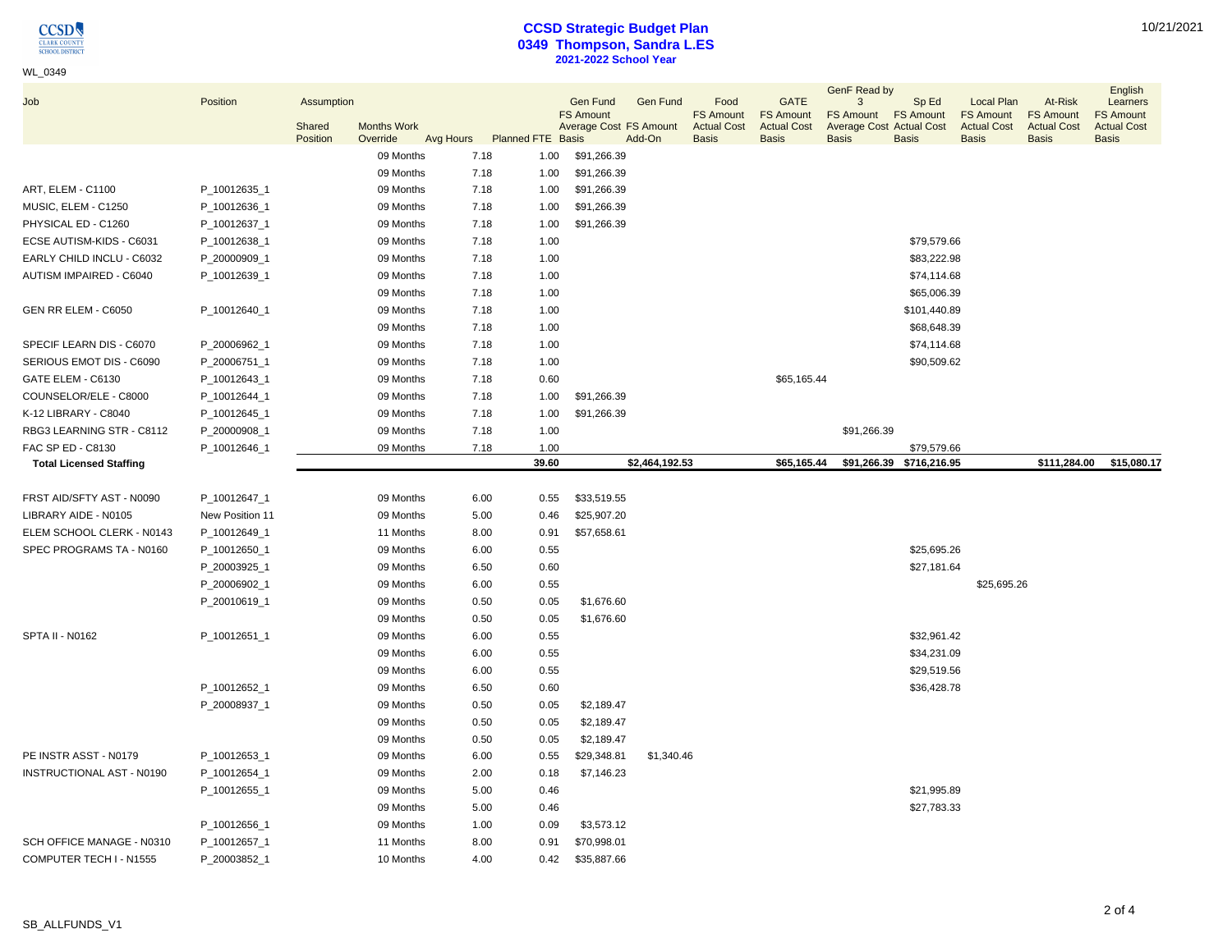# CCSD Strategic Budget Plan
## 0349 Thompson, Sandra L.ES
### 2021-2022 School Year

WL_0349

| Job | Position | Assumption Shared Position | Months Work Override | Avg Hours | Planned FTE | Gen Fund FS Amount Average Cost Basis | Gen Fund FS Amount Add-On | Food FS Amount Actual Cost Basis | GATE FS Amount Actual Cost Basis | GenF Read by 3 FS Amount Average Cost Basis | Sp Ed FS Amount Actual Cost Basis | Local Plan FS Amount Actual Cost Basis | At-Risk FS Amount Actual Cost Basis | English Learners FS Amount Actual Cost Basis |
|---|---|---|---|---|---|---|---|---|---|---|---|---|---|---|
| | | | 09 Months | 7.18 | 1.00 | $91,266.39 | | | | | | | | |
| | | | 09 Months | 7.18 | 1.00 | $91,266.39 | | | | | | | | |
| ART, ELEM - C1100 | P_10012635_1 | | 09 Months | 7.18 | 1.00 | $91,266.39 | | | | | | | | |
| MUSIC, ELEM - C1250 | P_10012636_1 | | 09 Months | 7.18 | 1.00 | $91,266.39 | | | | | | | | |
| PHYSICAL ED - C1260 | P_10012637_1 | | 09 Months | 7.18 | 1.00 | $91,266.39 | | | | | | | | |
| ECSE AUTISM-KIDS - C6031 | P_10012638_1 | | 09 Months | 7.18 | 1.00 | | | | | | $79,579.66 | | | |
| EARLY CHILD INCLU - C6032 | P_20000909_1 | | 09 Months | 7.18 | 1.00 | | | | | | $83,222.98 | | | |
| AUTISM IMPAIRED - C6040 | P_10012639_1 | | 09 Months | 7.18 | 1.00 | | | | | | $74,114.68 | | | |
| | | | 09 Months | 7.18 | 1.00 | | | | | | $65,006.39 | | | |
| GEN RR ELEM - C6050 | P_10012640_1 | | 09 Months | 7.18 | 1.00 | | | | | | $101,440.89 | | | |
| | | | 09 Months | 7.18 | 1.00 | | | | | | $68,648.39 | | | |
| SPECIF LEARN DIS - C6070 | P_20006962_1 | | 09 Months | 7.18 | 1.00 | | | | | | $74,114.68 | | | |
| SERIOUS EMOT DIS - C6090 | P_20006751_1 | | 09 Months | 7.18 | 1.00 | | | | | | $90,509.62 | | | |
| GATE ELEM - C6130 | P_10012643_1 | | 09 Months | 7.18 | 0.60 | | | | $65,165.44 | | | | | |
| COUNSELOR/ELE - C8000 | P_10012644_1 | | 09 Months | 7.18 | 1.00 | $91,266.39 | | | | | | | | |
| K-12 LIBRARY - C8040 | P_10012645_1 | | 09 Months | 7.18 | 1.00 | $91,266.39 | | | | | | | | |
| RBG3 LEARNING STR - C8112 | P_20000908_1 | | 09 Months | 7.18 | 1.00 | | | | | $91,266.39 | | | | |
| FAC SP ED - C8130 | P_10012646_1 | | 09 Months | 7.18 | 1.00 | | | | | | $79,579.66 | | | |
| **Total Licensed Staffing** | | | | | **39.60** | | **$2,464,192.53** | | **$65,165.44** | **$91,266.39** | **$716,216.95** | | **$111,284.00** | **$15,080.17** |
| FRST AID/SFTY AST - N0090 | P_10012647_1 | | 09 Months | 6.00 | 0.55 | $33,519.55 | | | | | | | | |
| LIBRARY AIDE - N0105 | New Position 11 | | 09 Months | 5.00 | 0.46 | $25,907.20 | | | | | | | | |
| ELEM SCHOOL CLERK - N0143 | P_10012649_1 | | 11 Months | 8.00 | 0.91 | $57,658.61 | | | | | | | | |
| SPEC PROGRAMS TA - N0160 | P_10012650_1 | | 09 Months | 6.00 | 0.55 | | | | | | $25,695.26 | | | |
| | P_20003925_1 | | 09 Months | 6.50 | 0.60 | | | | | | $27,181.64 | | | |
| | P_20006902_1 | | 09 Months | 6.00 | 0.55 | | | | | | | $25,695.26 | | |
| | P_20010619_1 | | 09 Months | 0.50 | 0.05 | $1,676.60 | | | | | | | | |
| | | | 09 Months | 0.50 | 0.05 | $1,676.60 | | | | | | | | |
| SPTA II - N0162 | P_10012651_1 | | 09 Months | 6.00 | 0.55 | | | | | | $32,961.42 | | | |
| | | | 09 Months | 6.00 | 0.55 | | | | | | $34,231.09 | | | |
| | | | 09 Months | 6.00 | 0.55 | | | | | | $29,519.56 | | | |
| | P_10012652_1 | | 09 Months | 6.50 | 0.60 | | | | | | $36,428.78 | | | |
| | P_20008937_1 | | 09 Months | 0.50 | 0.05 | $2,189.47 | | | | | | | | |
| | | | 09 Months | 0.50 | 0.05 | $2,189.47 | | | | | | | | |
| | | | 09 Months | 0.50 | 0.05 | $2,189.47 | | | | | | | | |
| PE INSTR ASST - N0179 | P_10012653_1 | | 09 Months | 6.00 | 0.55 | $29,348.81 | $1,340.46 | | | | | | | |
| INSTRUCTIONAL AST - N0190 | P_10012654_1 | | 09 Months | 2.00 | 0.18 | $7,146.23 | | | | | | | | |
| | P_10012655_1 | | 09 Months | 5.00 | 0.46 | | | | | | $21,995.89 | | | |
| | | | 09 Months | 5.00 | 0.46 | | | | | | $27,783.33 | | | |
| | P_10012656_1 | | 09 Months | 1.00 | 0.09 | $3,573.12 | | | | | | | | |
| SCH OFFICE MANAGE - N0310 | P_10012657_1 | | 11 Months | 8.00 | 0.91 | $70,998.01 | | | | | | | | |
| COMPUTER TECH I - N1555 | P_20003852_1 | | 10 Months | 4.00 | 0.42 | $35,887.66 | | | | | | | | |

SB_ALLFUNDS_V1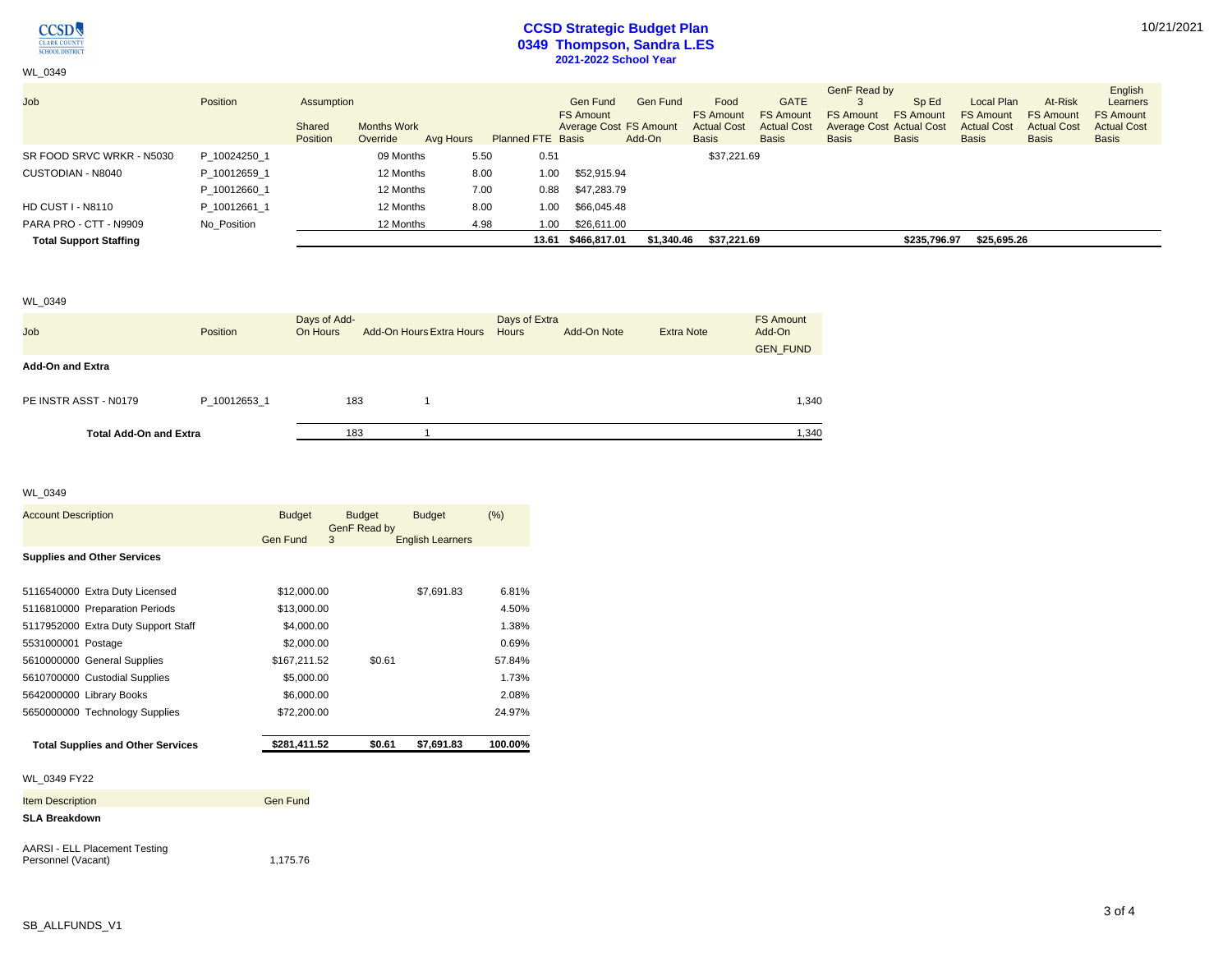# CCSD Strategic Budget Plan
## 0349 Thompson, Sandra L.ES
### 2021-2022 School Year

WL_0349

| Job | Position | Assumption Shared Position | Months Work Override | Avg Hours | Planned FTE | Gen Fund FS Amount Average Cost Basis | Gen Fund FS Amount Add-On | Food FS Amount Actual Cost Basis | GATE FS Amount Actual Cost Basis | GenF Read by 3 FS Amount Average Cost Basis | Sp Ed FS Amount Actual Cost Basis | Local Plan FS Amount Actual Cost Basis | At-Risk FS Amount Actual Cost Basis | English Learners FS Amount Actual Cost Basis |
|---|---|---|---|---|---|---|---|---|---|---|---|---|---|---|
| SR FOOD SRVC WRKR - N5030 | P_10024250_1 | | 09 Months | 5.50 | 0.51 | | | $37,221.69 | | | | | | |
| CUSTODIAN - N8040 | P_10012659_1 | | 12 Months | 8.00 | 1.00 | $52,915.94 | | | | | | | | |
| | P_10012660_1 | | 12 Months | 7.00 | 0.88 | $47,283.79 | | | | | | | | |
| HD CUST I - N8110 | P_10012661_1 | | 12 Months | 8.00 | 1.00 | $66,045.48 | | | | | | | | |
| PARA PRO - CTT - N9909 | No_Position | | 12 Months | 4.98 | 1.00 | $26,611.00 | | | | | | | | |
| **Total Support Staffing** | | | | | 13.61 | $466,817.01 | $1,340.46 | $37,221.69 | | | $235,796.97 | $25,695.26 | | |

WL_0349

| Job | Position | Days of Add-On Hours | Add-On Hours | Extra Hours | Days of Extra Hours | Add-On Note | Extra Note | FS Amount Add-On GEN_FUND |
|---|---|---|---|---|---|---|---|---|
| **Add-On and Extra** | | | | | | | | |
| PE INSTR ASST - N0179 | P_10012653_1 | 183 | 1 | | | | | 1,340 |
| **Total Add-On and Extra** | | 183 | 1 | | | | | 1,340 |

WL_0349

| Account Description | Budget Gen Fund | Budget GenF Read by 3 | Budget English Learners | (%) |
|---|---|---|---|---|
| **Supplies and Other Services** | | | | |
| 5116540000 Extra Duty Licensed | $12,000.00 | | $7,691.83 | 6.81% |
| 5116810000 Preparation Periods | $13,000.00 | | | 4.50% |
| 5117952000 Extra Duty Support Staff | $4,000.00 | | | 1.38% |
| 5531000001 Postage | $2,000.00 | | | 0.69% |
| 5610000000 General Supplies | $167,211.52 | $0.61 | | 57.84% |
| 5610700000 Custodial Supplies | $5,000.00 | | | 1.73% |
| 5642000000 Library Books | $6,000.00 | | | 2.08% |
| 5650000000 Technology Supplies | $72,200.00 | | | 24.97% |
| **Total Supplies and Other Services** | **$281,411.52** | **$0.61** | **$7,691.83** | **100.00%** |

WL_0349 FY22

| Item Description | Gen Fund |
|---|---|
| **SLA Breakdown** | |
| AARSI - ELL Placement Testing Personnel (Vacant) | 1,175.76 |

SB_ALLFUNDS_V1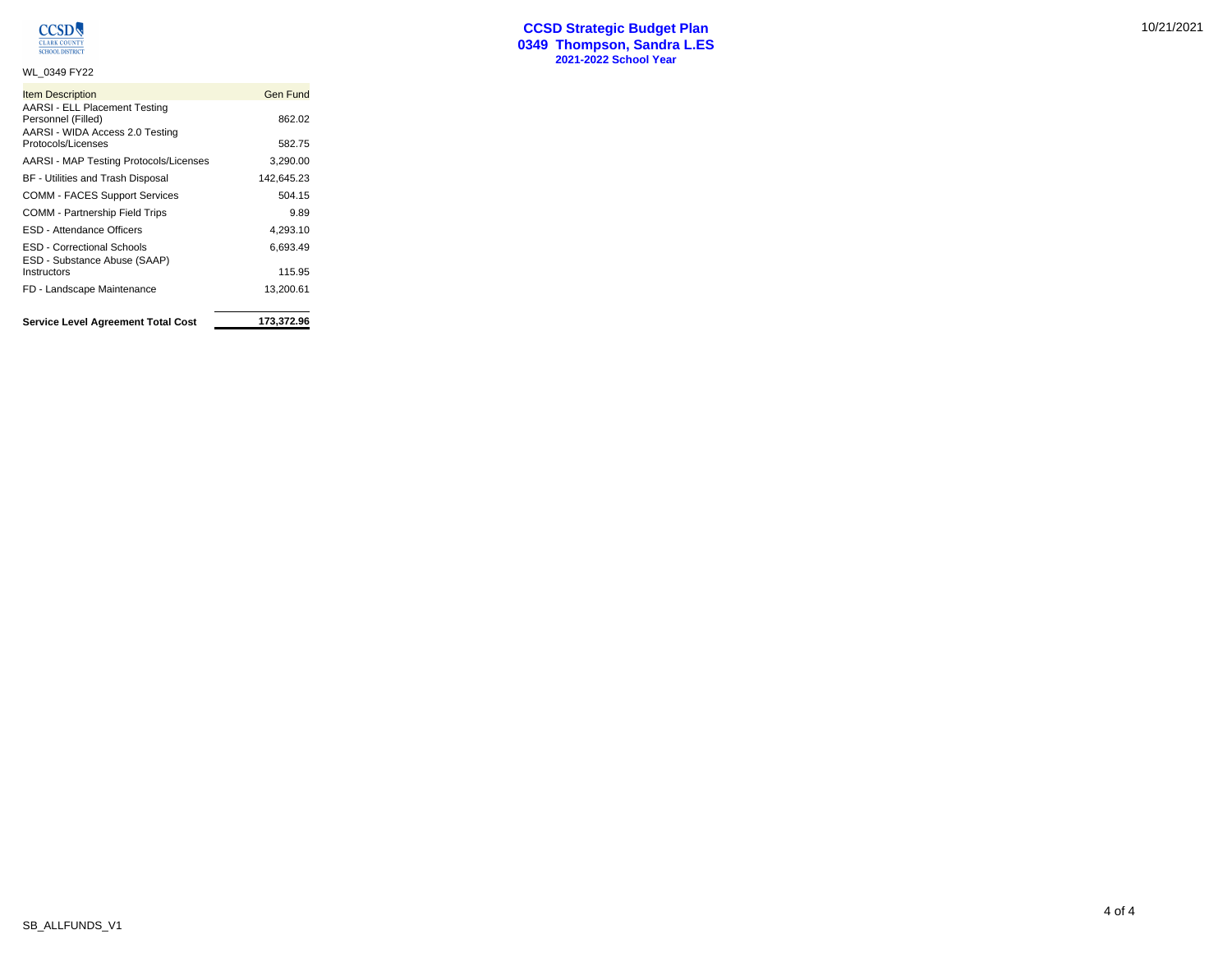# CCSD Strategic Budget Plan
## 0349 Thompson, Sandra L.ES
### 2021-2022 School Year

10/21/2021

WL_0349 FY22

| Item Description | Gen Fund |
|---|---|
| AARSI - ELL Placement Testing Personnel (Filled) | 862.02 |
| AARSI - WIDA Access 2.0 Testing Protocols/Licenses | 582.75 |
| AARSI - MAP Testing Protocols/Licenses | 3,290.00 |
| BF - Utilities and Trash Disposal | 142,645.23 |
| COMM - FACES Support Services | 504.15 |
| COMM - Partnership Field Trips | 9.89 |
| ESD - Attendance Officers | 4,293.10 |
| ESD - Correctional Schools | 6,693.49 |
| ESD - Substance Abuse (SAAP) Instructors | 115.95 |
| FD - Landscape Maintenance | 13,200.61 |
| **Service Level Agreement Total Cost** | **173,372.96** |

SB_ALLFUNDS_V1